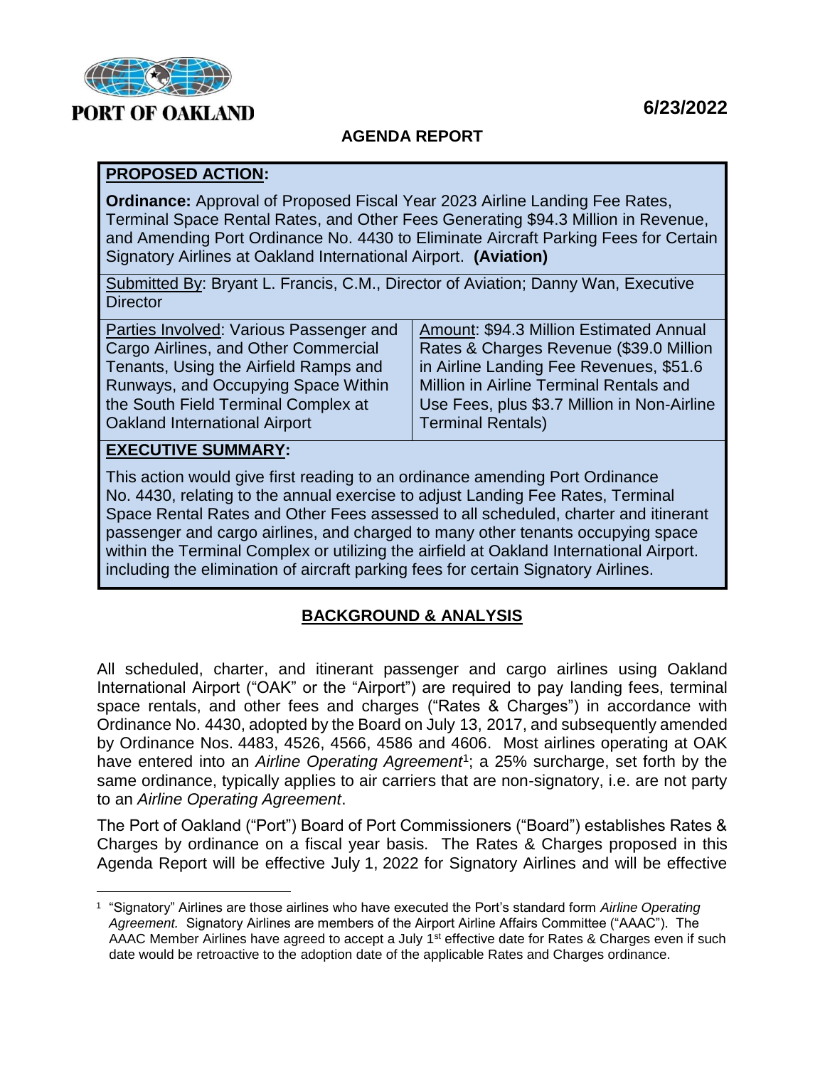**PORT OF OAKLAND**

**6/23/2022**

**AGENDA REPORT**

## PROPOSED ACTION:

**Ordinance:** Approval of Proposed Fiscal Year 2023 Airline Landing Fee Rates, Terminal Space Rental Rates, and Other Fees Generating $94.3 Million in Revenue, and Amending Port Ordinance No. 4430 to Eliminate Aircraft Parking Fees for Certain Signatory Airlines at Oakland International Airport. **(Aviation)**

Submitted By: Bryant L. Francis, C.M., Director of Aviation; Danny Wan, Executive Director

| Parties Involved: Various Passenger and Cargo Airlines, and Other Commercial Tenants, Using the Airfield Ramps and Runways, and Occupying Space Within the South Field Terminal Complex at Oakland International Airport | Amount: $94.3 Million Estimated Annual Rates & Charges Revenue ($39.0 Million in Airline Landing Fee Revenues, $51.6 Million in Airline Terminal Rentals and Use Fees, plus $3.7 Million in Non-Airline Terminal Rentals) |
|---|---|

## EXECUTIVE SUMMARY:

This action would give first reading to an ordinance amending Port Ordinance No. 4430, relating to the annual exercise to adjust Landing Fee Rates, Terminal Space Rental Rates and Other Fees assessed to all scheduled, charter and itinerant passenger and cargo airlines, and charged to many other tenants occupying space within the Terminal Complex or utilizing the airfield at Oakland International Airport. including the elimination of aircraft parking fees for certain Signatory Airlines.

## BACKGROUND & ANALYSIS

All scheduled, charter, and itinerant passenger and cargo airlines using Oakland International Airport ("OAK" or the "Airport") are required to pay landing fees, terminal space rentals, and other fees and charges ("Rates & Charges") in accordance with Ordinance No. 4430, adopted by the Board on July 13, 2017, and subsequently amended by Ordinance Nos. 4483, 4526, 4566, 4586 and 4606. Most airlines operating at OAK have entered into an *Airline Operating Agreement*[1]; a 25% surcharge, set forth by the same ordinance, typically applies to air carriers that are non-signatory, i.e. are not party to an *Airline Operating Agreement*.

The Port of Oakland ("Port") Board of Port Commissioners ("Board") establishes Rates & Charges by ordinance on a fiscal year basis. The Rates & Charges proposed in this Agenda Report will be effective July 1, 2022 for Signatory Airlines and will be effective

[1] "Signatory" Airlines are those airlines who have executed the Port's standard form *Airline Operating Agreement.* Signatory Airlines are members of the Airport Airline Affairs Committee ("AAAC"). The AAAC Member Airlines have agreed to accept a July 1st effective date for Rates & Charges even if such date would be retroactive to the adoption date of the applicable Rates and Charges ordinance.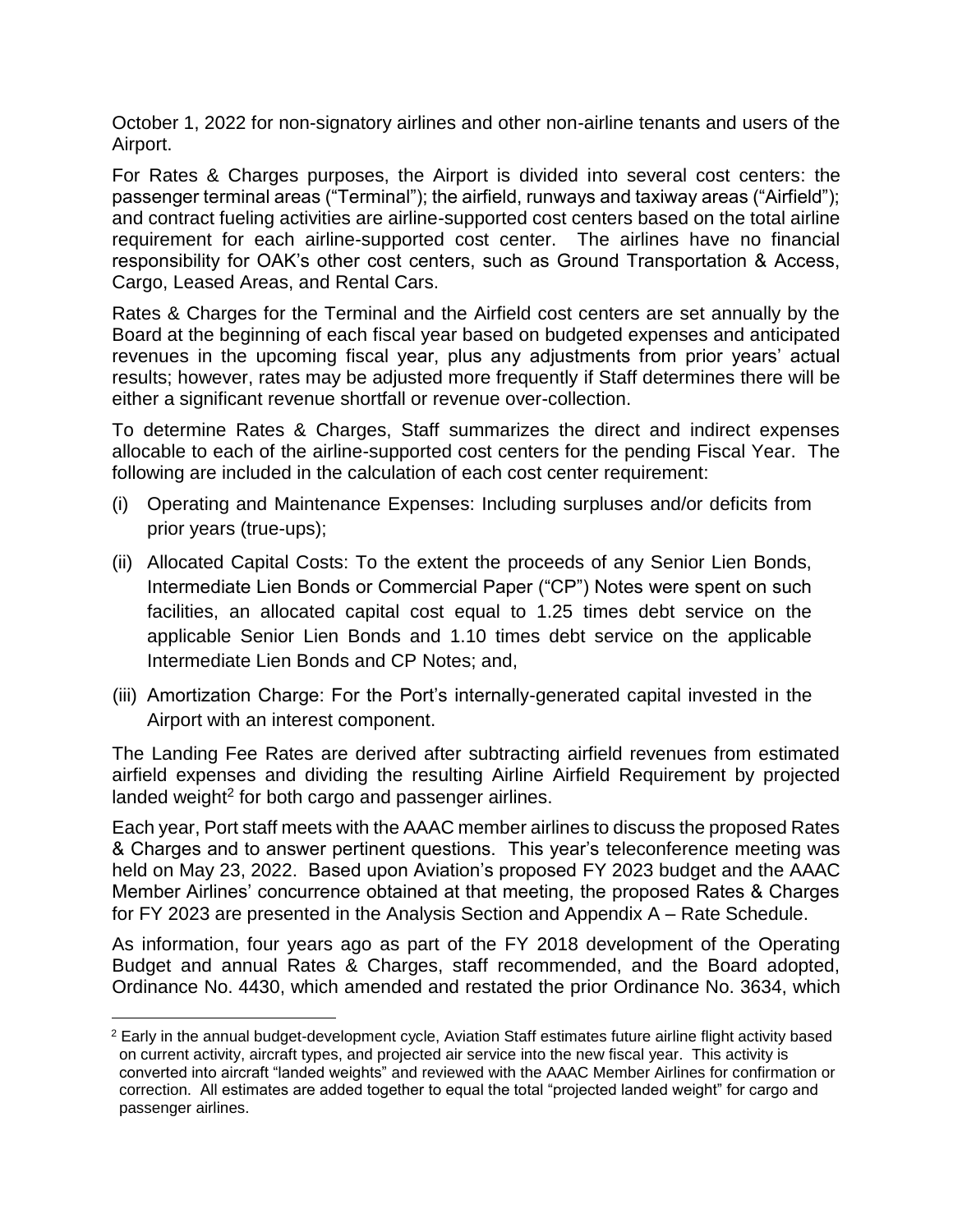October 1, 2022 for non-signatory airlines and other non-airline tenants and users of the Airport.

For Rates & Charges purposes, the Airport is divided into several cost centers: the passenger terminal areas ("Terminal"); the airfield, runways and taxiway areas ("Airfield"); and contract fueling activities are airline-supported cost centers based on the total airline requirement for each airline-supported cost center. The airlines have no financial responsibility for OAK's other cost centers, such as Ground Transportation & Access, Cargo, Leased Areas, and Rental Cars.

Rates & Charges for the Terminal and the Airfield cost centers are set annually by the Board at the beginning of each fiscal year based on budgeted expenses and anticipated revenues in the upcoming fiscal year, plus any adjustments from prior years' actual results; however, rates may be adjusted more frequently if Staff determines there will be either a significant revenue shortfall or revenue over-collection.

To determine Rates & Charges, Staff summarizes the direct and indirect expenses allocable to each of the airline-supported cost centers for the pending Fiscal Year. The following are included in the calculation of each cost center requirement:

(i) Operating and Maintenance Expenses: Including surpluses and/or deficits from prior years (true-ups);

(ii) Allocated Capital Costs: To the extent the proceeds of any Senior Lien Bonds, Intermediate Lien Bonds or Commercial Paper ("CP") Notes were spent on such facilities, an allocated capital cost equal to 1.25 times debt service on the applicable Senior Lien Bonds and 1.10 times debt service on the applicable Intermediate Lien Bonds and CP Notes; and,

(iii) Amortization Charge: For the Port's internally-generated capital invested in the Airport with an interest component.

The Landing Fee Rates are derived after subtracting airfield revenues from estimated airfield expenses and dividing the resulting Airline Airfield Requirement by projected landed weight[2] for both cargo and passenger airlines.

Each year, Port staff meets with the AAAC member airlines to discuss the proposed Rates & Charges and to answer pertinent questions. This year's teleconference meeting was held on May 23, 2022. Based upon Aviation's proposed FY 2023 budget and the AAAC Member Airlines' concurrence obtained at that meeting, the proposed Rates & Charges for FY 2023 are presented in the Analysis Section and Appendix A – Rate Schedule.

As information, four years ago as part of the FY 2018 development of the Operating Budget and annual Rates & Charges, staff recommended, and the Board adopted, Ordinance No. 4430, which amended and restated the prior Ordinance No. 3634, which

[2] Early in the annual budget-development cycle, Aviation Staff estimates future airline flight activity based on current activity, aircraft types, and projected air service into the new fiscal year. This activity is converted into aircraft "landed weights" and reviewed with the AAAC Member Airlines for confirmation or correction. All estimates are added together to equal the total "projected landed weight" for cargo and passenger airlines.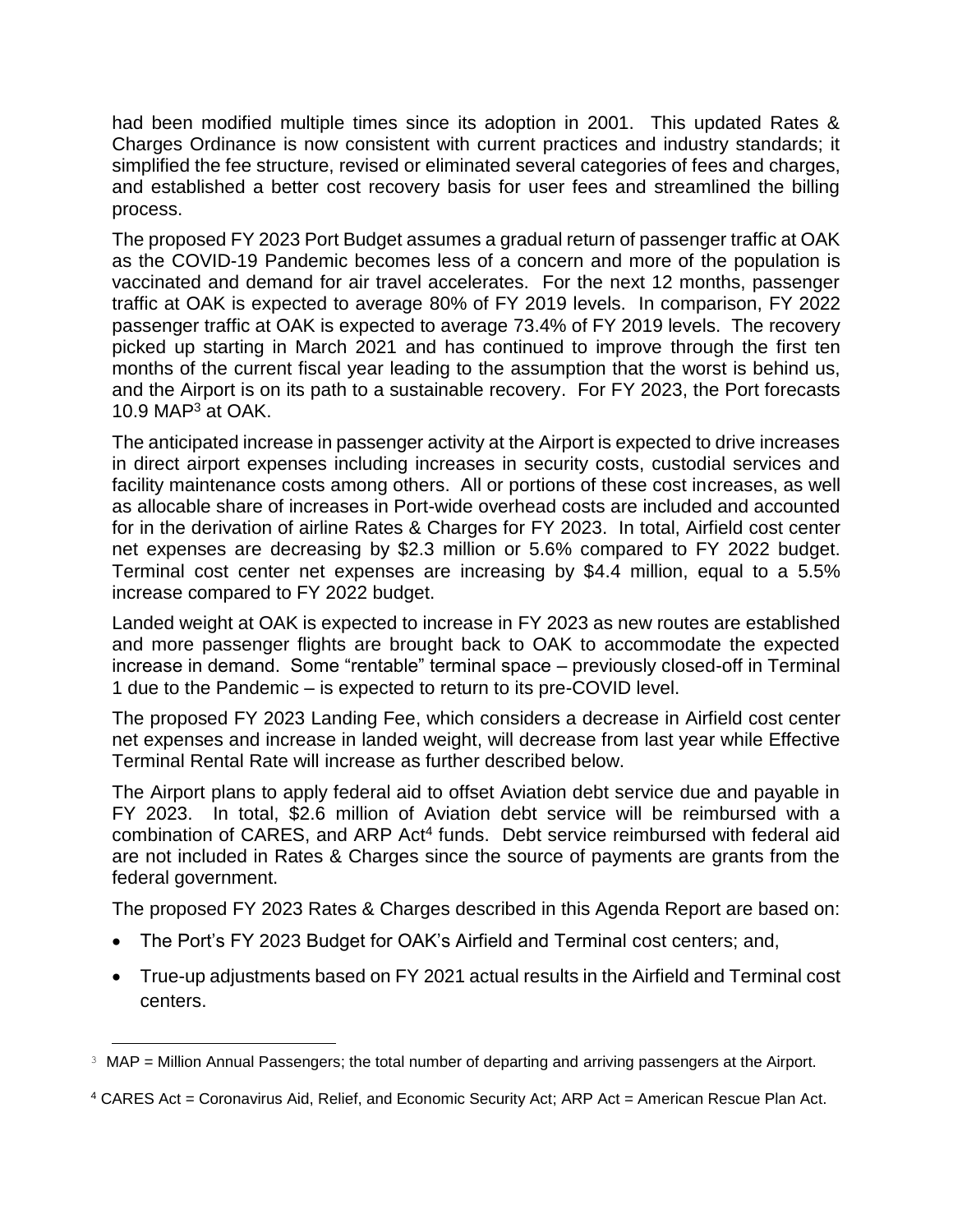had been modified multiple times since its adoption in 2001. This updated Rates & Charges Ordinance is now consistent with current practices and industry standards; it simplified the fee structure, revised or eliminated several categories of fees and charges, and established a better cost recovery basis for user fees and streamlined the billing process.

The proposed FY 2023 Port Budget assumes a gradual return of passenger traffic at OAK as the COVID-19 Pandemic becomes less of a concern and more of the population is vaccinated and demand for air travel accelerates. For the next 12 months, passenger traffic at OAK is expected to average 80% of FY 2019 levels. In comparison, FY 2022 passenger traffic at OAK is expected to average 73.4% of FY 2019 levels. The recovery picked up starting in March 2021 and has continued to improve through the first ten months of the current fiscal year leading to the assumption that the worst is behind us, and the Airport is on its path to a sustainable recovery. For FY 2023, the Port forecasts 10.9 MAP[3] at OAK.

The anticipated increase in passenger activity at the Airport is expected to drive increases in direct airport expenses including increases in security costs, custodial services and facility maintenance costs among others. All or portions of these cost increases, as well as allocable share of increases in Port-wide overhead costs are included and accounted for in the derivation of airline Rates & Charges for FY 2023. In total, Airfield cost center net expenses are decreasing by $2.3 million or 5.6% compared to FY 2022 budget. Terminal cost center net expenses are increasing by $4.4 million, equal to a 5.5% increase compared to FY 2022 budget.

Landed weight at OAK is expected to increase in FY 2023 as new routes are established and more passenger flights are brought back to OAK to accommodate the expected increase in demand. Some "rentable" terminal space – previously closed-off in Terminal 1 due to the Pandemic – is expected to return to its pre-COVID level.

The proposed FY 2023 Landing Fee, which considers a decrease in Airfield cost center net expenses and increase in landed weight, will decrease from last year while Effective Terminal Rental Rate will increase as further described below.

The Airport plans to apply federal aid to offset Aviation debt service due and payable in FY 2023. In total, $2.6 million of Aviation debt service will be reimbursed with a combination of CARES, and ARP Act[4] funds. Debt service reimbursed with federal aid are not included in Rates & Charges since the source of payments are grants from the federal government.

The proposed FY 2023 Rates & Charges described in this Agenda Report are based on:

- The Port's FY 2023 Budget for OAK's Airfield and Terminal cost centers; and,
- True-up adjustments based on FY 2021 actual results in the Airfield and Terminal cost centers.

---

[3] MAP = Million Annual Passengers; the total number of departing and arriving passengers at the Airport.

[4] CARES Act = Coronavirus Aid, Relief, and Economic Security Act; ARP Act = American Rescue Plan Act.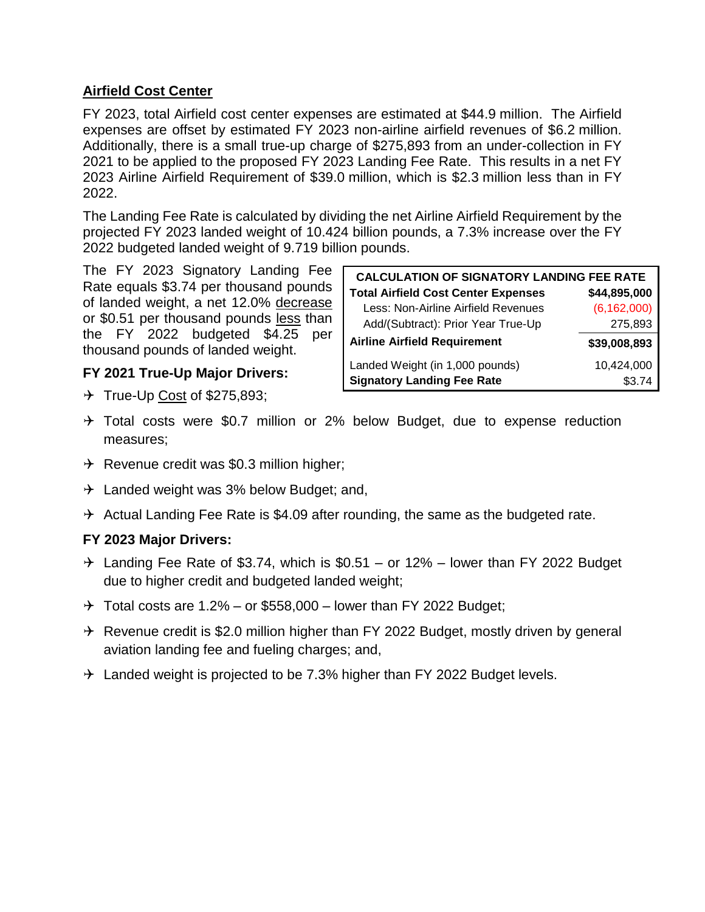## Airfield Cost Center

FY 2023, total Airfield cost center expenses are estimated at $44.9 million. The Airfield expenses are offset by estimated FY 2023 non-airline airfield revenues of $6.2 million. Additionally, there is a small true-up charge of $275,893 from an under-collection in FY 2021 to be applied to the proposed FY 2023 Landing Fee Rate. This results in a net FY 2023 Airline Airfield Requirement of $39.0 million, which is $2.3 million less than in FY 2022.

The Landing Fee Rate is calculated by dividing the net Airline Airfield Requirement by the projected FY 2023 landed weight of 10.424 billion pounds, a 7.3% increase over the FY 2022 budgeted landed weight of 9.719 billion pounds.

The FY 2023 Signatory Landing Fee Rate equals $3.74 per thousand pounds of landed weight, a net 12.0% decrease or $0.51 per thousand pounds less than the FY 2022 budgeted $4.25 per thousand pounds of landed weight.

| CALCULATION OF SIGNATORY LANDING FEE RATE | |
|---|---|
| **Total Airfield Cost Center Expenses** | **$44,895,000** |
| Less: Non-Airline Airfield Revenues | (6,162,000) |
| Add/(Subtract): Prior Year True-Up | 275,893 |
| **Airline Airfield Requirement** | **$39,008,893** |
| Landed Weight (in 1,000 pounds) | 10,424,000 |
| **Signatory Landing Fee Rate** | $3.74 |

### FY 2021 True-Up Major Drivers:

- True-Up Cost of $275,893;
- Total costs were $0.7 million or 2% below Budget, due to expense reduction measures;
- Revenue credit was $0.3 million higher;
- Landed weight was 3% below Budget; and,
- Actual Landing Fee Rate is $4.09 after rounding, the same as the budgeted rate.

### FY 2023 Major Drivers:

- Landing Fee Rate of $3.74, which is $0.51 – or 12% – lower than FY 2022 Budget due to higher credit and budgeted landed weight;
- Total costs are 1.2% – or $558,000 – lower than FY 2022 Budget;
- Revenue credit is $2.0 million higher than FY 2022 Budget, mostly driven by general aviation landing fee and fueling charges; and,
- Landed weight is projected to be 7.3% higher than FY 2022 Budget levels.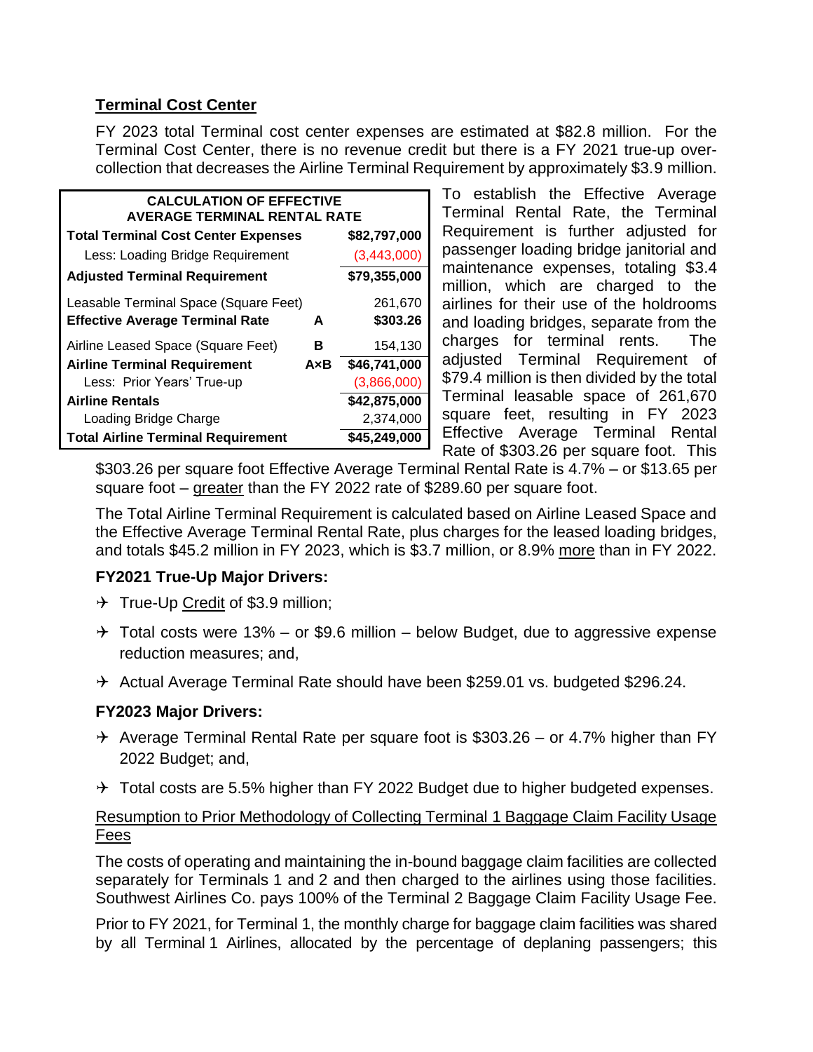## Terminal Cost Center

FY 2023 total Terminal cost center expenses are estimated at $82.8 million. For the Terminal Cost Center, there is no revenue credit but there is a FY 2021 true-up over-collection that decreases the Airline Terminal Requirement by approximately $3.9 million.

| CALCULATION OF EFFECTIVE AVERAGE TERMINAL RENTAL RATE | | |
|---|---|---|
| **Total Terminal Cost Center Expenses** | | **$82,797,000** |
| Less: Loading Bridge Requirement | | (3,443,000) |
| **Adjusted Terminal Requirement** | | **$79,355,000** |
| Leasable Terminal Space (Square Feet) | | 261,670 |
| **Effective Average Terminal Rate** | **A** | **$303.26** |
| Airline Leased Space (Square Feet) | **B** | 154,130 |
| **Airline Terminal Requirement** | **A×B** | **$46,741,000** |
| Less: Prior Years' True-up | | (3,866,000) |
| **Airline Rentals** | | **$42,875,000** |
| Loading Bridge Charge | | 2,374,000 |
| **Total Airline Terminal Requirement** | | **$45,249,000** |

To establish the Effective Average Terminal Rental Rate, the Terminal Requirement is further adjusted for passenger loading bridge janitorial and maintenance expenses, totaling $3.4 million, which are charged to the airlines for their use of the holdrooms and loading bridges, separate from the charges for terminal rents. The adjusted Terminal Requirement of $79.4 million is then divided by the total Terminal leasable space of 261,670 square feet, resulting in FY 2023 Effective Average Terminal Rental Rate of $303.26 per square foot. This $303.26 per square foot Effective Average Terminal Rental Rate is 4.7% – or $13.65 per square foot – greater than the FY 2022 rate of $289.60 per square foot.

The Total Airline Terminal Requirement is calculated based on Airline Leased Space and the Effective Average Terminal Rental Rate, plus charges for the leased loading bridges, and totals $45.2 million in FY 2023, which is $3.7 million, or 8.9% more than in FY 2022.

### FY2021 True-Up Major Drivers:

- True-Up Credit of $3.9 million;
- Total costs were 13% – or $9.6 million – below Budget, due to aggressive expense reduction measures; and,
- Actual Average Terminal Rate should have been $259.01 vs. budgeted $296.24.

### FY2023 Major Drivers:

- Average Terminal Rental Rate per square foot is $303.26 – or 4.7% higher than FY 2022 Budget; and,
- Total costs are 5.5% higher than FY 2022 Budget due to higher budgeted expenses.

Resumption to Prior Methodology of Collecting Terminal 1 Baggage Claim Facility Usage Fees

The costs of operating and maintaining the in-bound baggage claim facilities are collected separately for Terminals 1 and 2 and then charged to the airlines using those facilities. Southwest Airlines Co. pays 100% of the Terminal 2 Baggage Claim Facility Usage Fee.

Prior to FY 2021, for Terminal 1, the monthly charge for baggage claim facilities was shared by all Terminal 1 Airlines, allocated by the percentage of deplaning passengers; this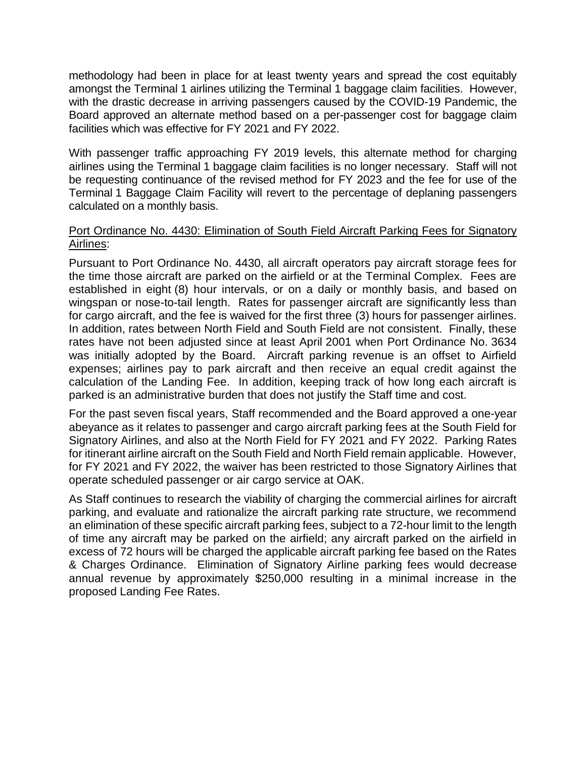methodology had been in place for at least twenty years and spread the cost equitably amongst the Terminal 1 airlines utilizing the Terminal 1 baggage claim facilities. However, with the drastic decrease in arriving passengers caused by the COVID-19 Pandemic, the Board approved an alternate method based on a per-passenger cost for baggage claim facilities which was effective for FY 2021 and FY 2022.

With passenger traffic approaching FY 2019 levels, this alternate method for charging airlines using the Terminal 1 baggage claim facilities is no longer necessary. Staff will not be requesting continuance of the revised method for FY 2023 and the fee for use of the Terminal 1 Baggage Claim Facility will revert to the percentage of deplaning passengers calculated on a monthly basis.

<u>Port Ordinance No. 4430: Elimination of South Field Aircraft Parking Fees for Signatory Airlines</u>:

Pursuant to Port Ordinance No. 4430, all aircraft operators pay aircraft storage fees for the time those aircraft are parked on the airfield or at the Terminal Complex. Fees are established in eight (8) hour intervals, or on a daily or monthly basis, and based on wingspan or nose-to-tail length. Rates for passenger aircraft are significantly less than for cargo aircraft, and the fee is waived for the first three (3) hours for passenger airlines. In addition, rates between North Field and South Field are not consistent. Finally, these rates have not been adjusted since at least April 2001 when Port Ordinance No. 3634 was initially adopted by the Board. Aircraft parking revenue is an offset to Airfield expenses; airlines pay to park aircraft and then receive an equal credit against the calculation of the Landing Fee. In addition, keeping track of how long each aircraft is parked is an administrative burden that does not justify the Staff time and cost.

For the past seven fiscal years, Staff recommended and the Board approved a one-year abeyance as it relates to passenger and cargo aircraft parking fees at the South Field for Signatory Airlines, and also at the North Field for FY 2021 and FY 2022. Parking Rates for itinerant airline aircraft on the South Field and North Field remain applicable. However, for FY 2021 and FY 2022, the waiver has been restricted to those Signatory Airlines that operate scheduled passenger or air cargo service at OAK.

As Staff continues to research the viability of charging the commercial airlines for aircraft parking, and evaluate and rationalize the aircraft parking rate structure, we recommend an elimination of these specific aircraft parking fees, subject to a 72-hour limit to the length of time any aircraft may be parked on the airfield; any aircraft parked on the airfield in excess of 72 hours will be charged the applicable aircraft parking fee based on the Rates & Charges Ordinance. Elimination of Signatory Airline parking fees would decrease annual revenue by approximately $250,000 resulting in a minimal increase in the proposed Landing Fee Rates.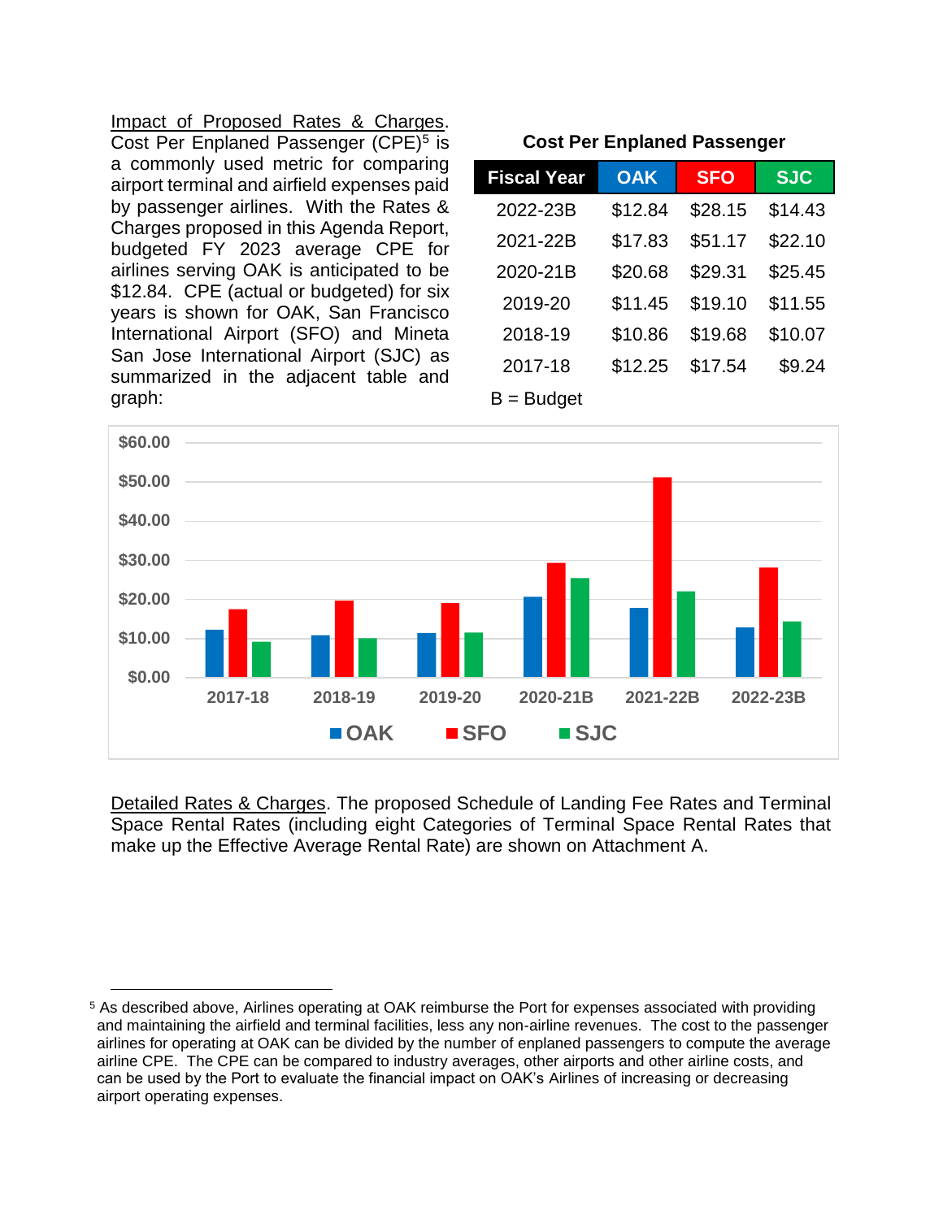Impact of Proposed Rates & Charges. Cost Per Enplaned Passenger (CPE)[5] is a commonly used metric for comparing airport terminal and airfield expenses paid by passenger airlines. With the Rates & Charges proposed in this Agenda Report, budgeted FY 2023 average CPE for airlines serving OAK is anticipated to be $12.84. CPE (actual or budgeted) for six years is shown for OAK, San Francisco International Airport (SFO) and Mineta San Jose International Airport (SJC) as summarized in the adjacent table and graph:

**Cost Per Enplaned Passenger**

| Fiscal Year | OAK | SFO | SJC |
|---|---|---|---|
| 2022-23B | $12.84 | $28.15 | $14.43 |
| 2021-22B | $17.83 | $51.17 | $22.10 |
| 2020-21B | $20.68 | $29.31 | $25.45 |
| 2019-20 | $11.45 | $19.10 | $11.55 |
| 2018-19 | $10.86 | $19.68 | $10.07 |
| 2017-18 | $12.25 | $17.54 | $9.24 |

B = Budget

Detailed Rates & Charges. The proposed Schedule of Landing Fee Rates and Terminal Space Rental Rates (including eight Categories of Terminal Space Rental Rates that make up the Effective Average Rental Rate) are shown on Attachment A.

[5] As described above, Airlines operating at OAK reimburse the Port for expenses associated with providing and maintaining the airfield and terminal facilities, less any non-airline revenues. The cost to the passenger airlines for operating at OAK can be divided by the number of enplaned passengers to compute the average airline CPE. The CPE can be compared to industry averages, other airports and other airline costs, and can be used by the Port to evaluate the financial impact on OAK's Airlines of increasing or decreasing airport operating expenses.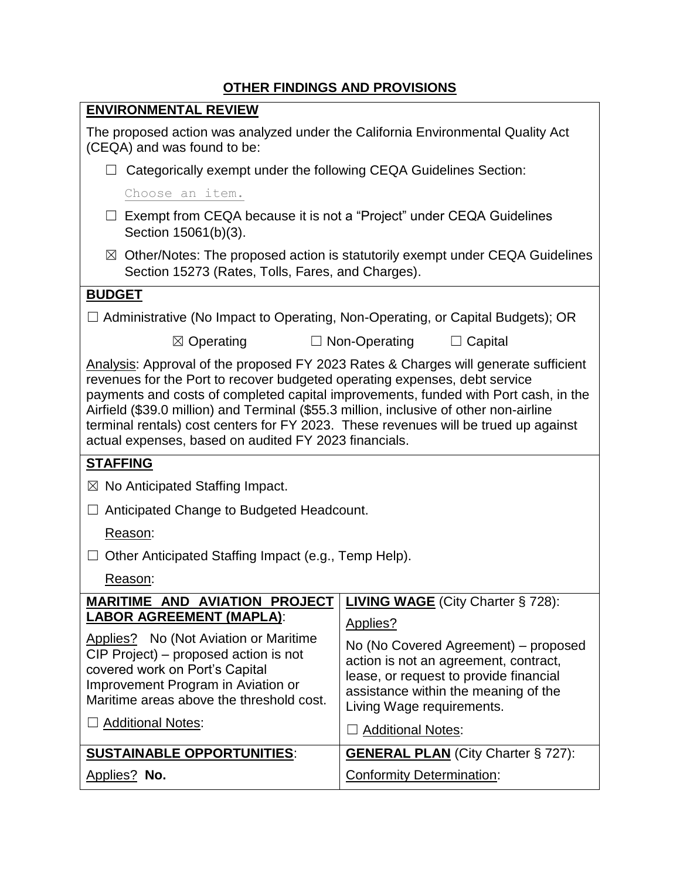## OTHER FINDINGS AND PROVISIONS

### ENVIRONMENTAL REVIEW

The proposed action was analyzed under the California Environmental Quality Act (CEQA) and was found to be:

☐ Categorically exempt under the following CEQA Guidelines Section:

Choose an item.

☐ Exempt from CEQA because it is not a "Project" under CEQA Guidelines Section 15061(b)(3).

☒ Other/Notes: The proposed action is statutorily exempt under CEQA Guidelines Section 15273 (Rates, Tolls, Fares, and Charges).

### BUDGET

☐ Administrative (No Impact to Operating, Non-Operating, or Capital Budgets); OR

☒ Operating ☐ Non-Operating ☐ Capital

Analysis: Approval of the proposed FY 2023 Rates & Charges will generate sufficient revenues for the Port to recover budgeted operating expenses, debt service payments and costs of completed capital improvements, funded with Port cash, in the Airfield ($39.0 million) and Terminal ($55.3 million, inclusive of other non-airline terminal rentals) cost centers for FY 2023. These revenues will be trued up against actual expenses, based on audited FY 2023 financials.

### STAFFING

☒ No Anticipated Staffing Impact.

☐ Anticipated Change to Budgeted Headcount.

Reason:

☐ Other Anticipated Staffing Impact (e.g., Temp Help).

Reason:

| **MARITIME AND AVIATION PROJECT LABOR AGREEMENT (MAPLA)**: | **LIVING WAGE** (City Charter § 728): |
|---|---|
| Applies? No (Not Aviation or Maritime CIP Project) – proposed action is not covered work on Port's Capital Improvement Program in Aviation or Maritime areas above the threshold cost. | Applies? No (No Covered Agreement) – proposed action is not an agreement, contract, lease, or request to provide financial assistance within the meaning of the Living Wage requirements. |
| ☐ Additional Notes: | ☐ Additional Notes: |
| **SUSTAINABLE OPPORTUNITIES**: | **GENERAL PLAN** (City Charter § 727): |
| Applies? **No.** | Conformity Determination: |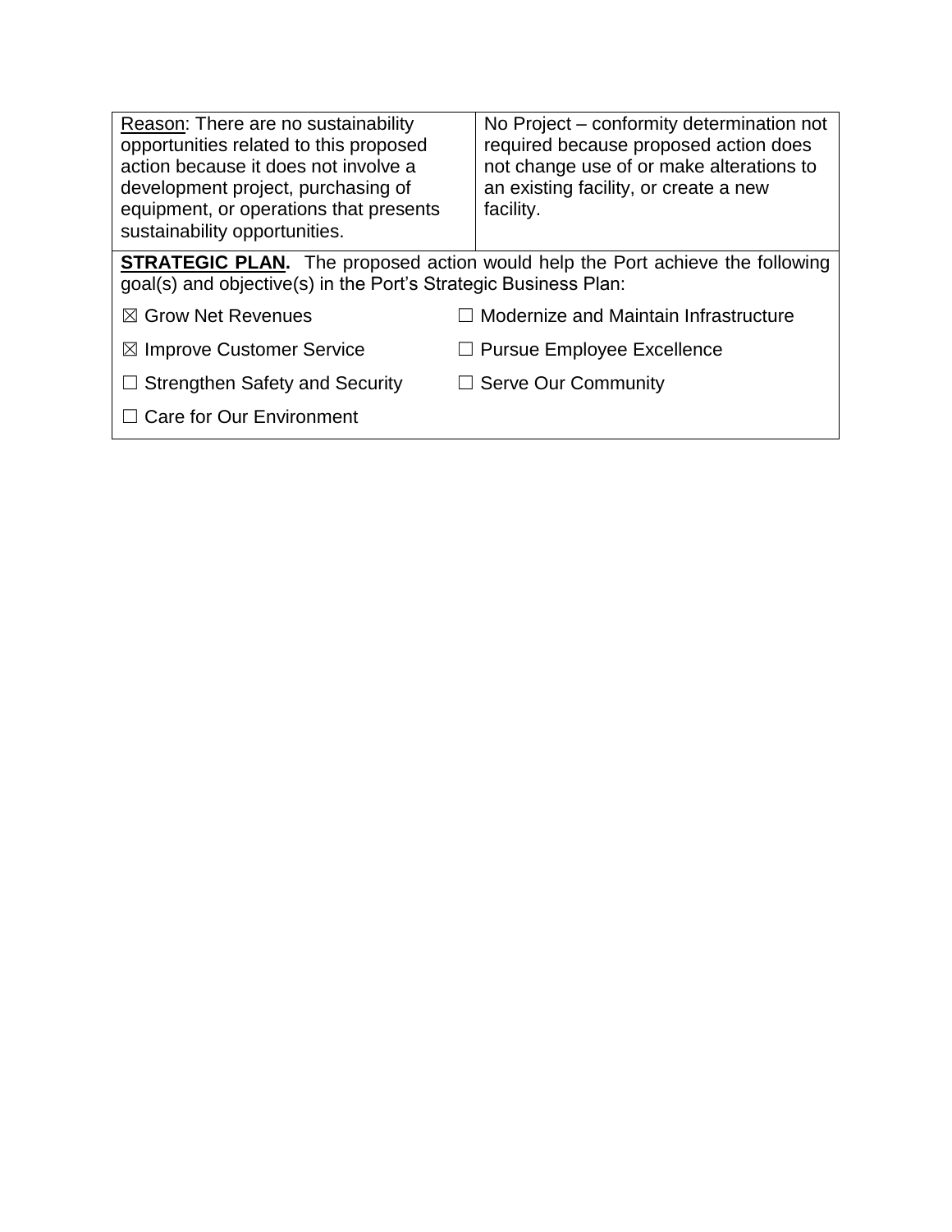| <u>Reason</u>: There are no sustainability opportunities related to this proposed action because it does not involve a development project, purchasing of equipment, or operations that presents sustainability opportunities. | No Project – conformity determination not required because proposed action does not change use of or make alterations to an existing facility, or create a new facility. |
|---|---|

**<u>STRATEGIC PLAN</u>.** The proposed action would help the Port achieve the following goal(s) and objective(s) in the Port's Strategic Business Plan:

| | |
|---|---|
| ☒ Grow Net Revenues | ☐ Modernize and Maintain Infrastructure |
| ☒ Improve Customer Service | ☐ Pursue Employee Excellence |
| ☐ Strengthen Safety and Security | ☐ Serve Our Community |
| ☐ Care for Our Environment | |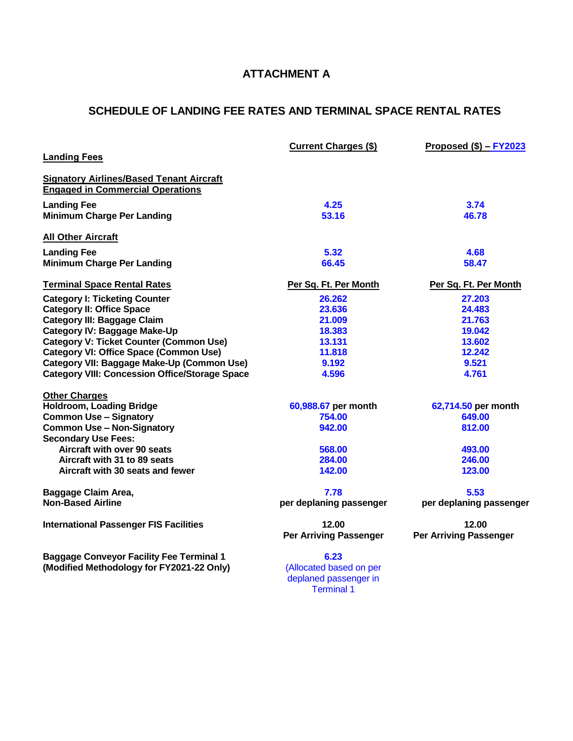# ATTACHMENT A

## SCHEDULE OF LANDING FEE RATES AND TERMINAL SPACE RENTAL RATES

| | Current Charges ($) | Proposed ($) – FY2023 |
|---|---|---|
| **Landing Fees** | | |
| **Signatory Airlines/Based Tenant Aircraft Engaged in Commercial Operations** | | |
| Landing Fee | 4.25 | 3.74 |
| Minimum Charge Per Landing | 53.16 | 46.78 |
| **All Other Aircraft** | | |
| Landing Fee | 5.32 | 4.68 |
| Minimum Charge Per Landing | 66.45 | 58.47 |
| **Terminal Space Rental Rates** | **Per Sq. Ft. Per Month** | **Per Sq. Ft. Per Month** |
| Category I: Ticketing Counter | 26.262 | 27.203 |
| Category II: Office Space | 23.636 | 24.483 |
| Category III: Baggage Claim | 21.009 | 21.763 |
| Category IV: Baggage Make-Up | 18.383 | 19.042 |
| Category V: Ticket Counter (Common Use) | 13.131 | 13.602 |
| Category VI: Office Space (Common Use) | 11.818 | 12.242 |
| Category VII: Baggage Make-Up (Common Use) | 9.192 | 9.521 |
| Category VIII: Concession Office/Storage Space | 4.596 | 4.761 |
| **Other Charges** | | |
| Holdroom, Loading Bridge | 60,988.67 per month | 62,714.50 per month |
| Common Use – Signatory | 754.00 | 649.00 |
| Common Use – Non-Signatory | 942.00 | 812.00 |
| Secondary Use Fees: | | |
| Aircraft with over 90 seats | 568.00 | 493.00 |
| Aircraft with 31 to 89 seats | 284.00 | 246.00 |
| Aircraft with 30 seats and fewer | 142.00 | 123.00 |
| Baggage Claim Area, Non-Based Airline | 7.78 per deplaning passenger | 5.53 per deplaning passenger |
| International Passenger FIS Facilities | 12.00 Per Arriving Passenger | 12.00 Per Arriving Passenger |
| Baggage Conveyor Facility Fee Terminal 1 (Modified Methodology for FY2021-22 Only) | 6.23 (Allocated based on per deplaned passenger in Terminal 1 | |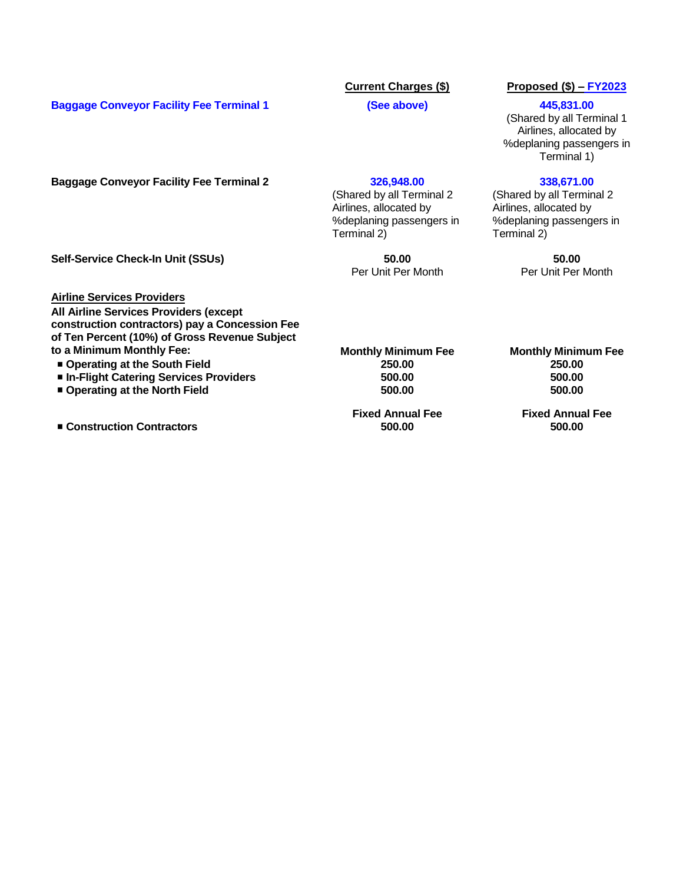| | Current Charges ($) | Proposed ($) – FY2023 |
|---|---|---|
| **Baggage Conveyor Facility Fee Terminal 1** | **(See above)** | **445,831.00** (Shared by all Terminal 1 Airlines, allocated by %deplaning passengers in Terminal 1) |
| **Baggage Conveyor Facility Fee Terminal 2** | **326,948.00** (Shared by all Terminal 2 Airlines, allocated by %deplaning passengers in Terminal 2) | **338,671.00** (Shared by all Terminal 2 Airlines, allocated by %deplaning passengers in Terminal 2) |
| **Self-Service Check-In Unit (SSUs)** | **50.00** Per Unit Per Month | **50.00** Per Unit Per Month |
| **Airline Services Providers** | | |
| **All Airline Services Providers (except construction contractors) pay a Concession Fee of Ten Percent (10%) of Gross Revenue Subject to a Minimum Monthly Fee:** | **Monthly Minimum Fee** | **Monthly Minimum Fee** |
| ■ **Operating at the South Field** | **250.00** | **250.00** |
| ■ **In-Flight Catering Services Providers** | **500.00** | **500.00** |
| ■ **Operating at the North Field** | **500.00** | **500.00** |
| | **Fixed Annual Fee** | **Fixed Annual Fee** |
| ■ **Construction Contractors** | **500.00** | **500.00** |